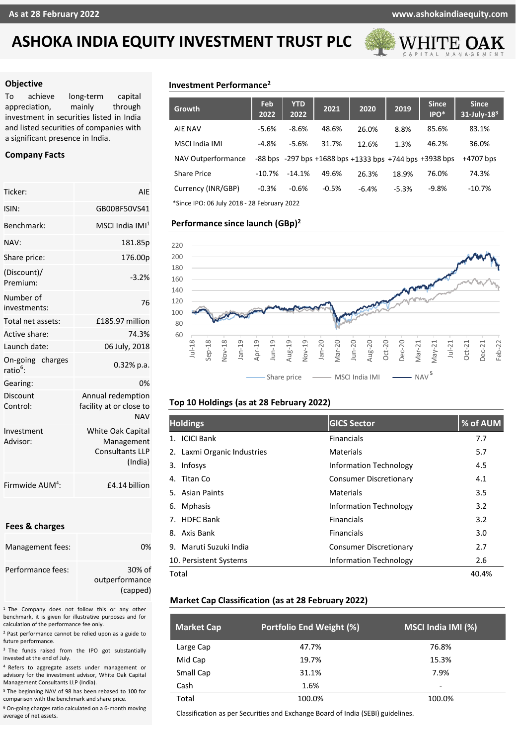# ASHOKA INDIA EQUITY INVESTMENT TRUST PLC

As at 28 February 2022 — www.ashokaindiaequity.com

## Objective

To achieve long-term capital appreciation, mainly through investment in securities listed in India and listed securities of companies with a significant presence in India.

## Company Facts

| | |
|---|---|
| Ticker: | AIE |
| ISIN: | GB00BF50VS41 |
| Benchmark: | MSCI India IMI[1] |
| NAV: | 181.85p |
| Share price: | 176.00p |
| (Discount)/ Premium: | -3.2% |
| Number of investments: | 76 |
| Total net assets: | £185.97 million |
| Active share: | 74.3% |
| Launch date: | 06 July, 2018 |
| On-going charges ratio[6]: | 0.32% p.a. |
| Gearing: | 0% |
| Discount Control: | Annual redemption facility at or close to NAV |
| Investment Advisor: | White Oak Capital Management Consultants LLP (India) |
| Firmwide AUM[4]: | £4.14 billion |

## Fees & charges

| | |
|---|---|
| Management fees: | 0% |
| Performance fees: | 30% of outperformance (capped) |

[1] The Company does not follow this or any other benchmark, it is given for illustrative purposes and for calculation of the performance fee only.

[2] Past performance cannot be relied upon as a guide to future performance.

[3] The funds raised from the IPO got substantially invested at the end of July.

[4] Refers to aggregate assets under management or advisory for the investment advisor, White Oak Capital Management Consultants LLP (India).

[5] The beginning NAV of 98 has been rebased to 100 for comparison with the benchmark and share price.

[6] On-going charges ratio calculated on a 6-month moving average of net assets.

## Investment Performance[2]

| Growth | Feb 2022 | YTD 2022 | 2021 | 2020 | 2019 | Since IPO* | Since 31-July-18[3] |
|---|---|---|---|---|---|---|---|
| AIE NAV | -5.6% | -8.6% | 48.6% | 26.0% | 8.8% | 85.6% | 83.1% |
| MSCI India IMI | -4.8% | -5.6% | 31.7% | 12.6% | 1.3% | 46.2% | 36.0% |
| NAV Outperformance | -88 bps | -297 bps | +1688 bps | +1333 bps | +744 bps | +3938 bps | +4707 bps |
| Share Price | -10.7% | -14.1% | 49.6% | 26.3% | 18.9% | 76.0% | 74.3% |
| Currency (INR/GBP) | -0.3% | -0.6% | -0.5% | -6.4% | -5.3% | -9.8% | -10.7% |

*Since IPO: 06 July 2018 - 28 February 2022

## Performance since launch (GBp)[2]

Share price — MSCI India IMI — NAV[5]

## Top 10 Holdings (as at 28 February 2022)

| Holdings | GICS Sector | % of AUM |
|---|---|---|
| 1. ICICI Bank | Financials | 7.7 |
| 2. Laxmi Organic Industries | Materials | 5.7 |
| 3. Infosys | Information Technology | 4.5 |
| 4. Titan Co | Consumer Discretionary | 4.1 |
| 5. Asian Paints | Materials | 3.5 |
| 6. Mphasis | Information Technology | 3.2 |
| 7. HDFC Bank | Financials | 3.2 |
| 8. Axis Bank | Financials | 3.0 |
| 9. Maruti Suzuki India | Consumer Discretionary | 2.7 |
| 10. Persistent Systems | Information Technology | 2.6 |
| Total | | 40.4% |

## Market Cap Classification (as at 28 February 2022)

| Market Cap | Portfolio End Weight (%) | MSCI India IMI (%) |
|---|---|---|
| Large Cap | 47.7% | 76.8% |
| Mid Cap | 19.7% | 15.3% |
| Small Cap | 31.1% | 7.9% |
| Cash | 1.6% | - |
| Total | 100.0% | 100.0% |

Classification as per Securities and Exchange Board of India (SEBI) guidelines.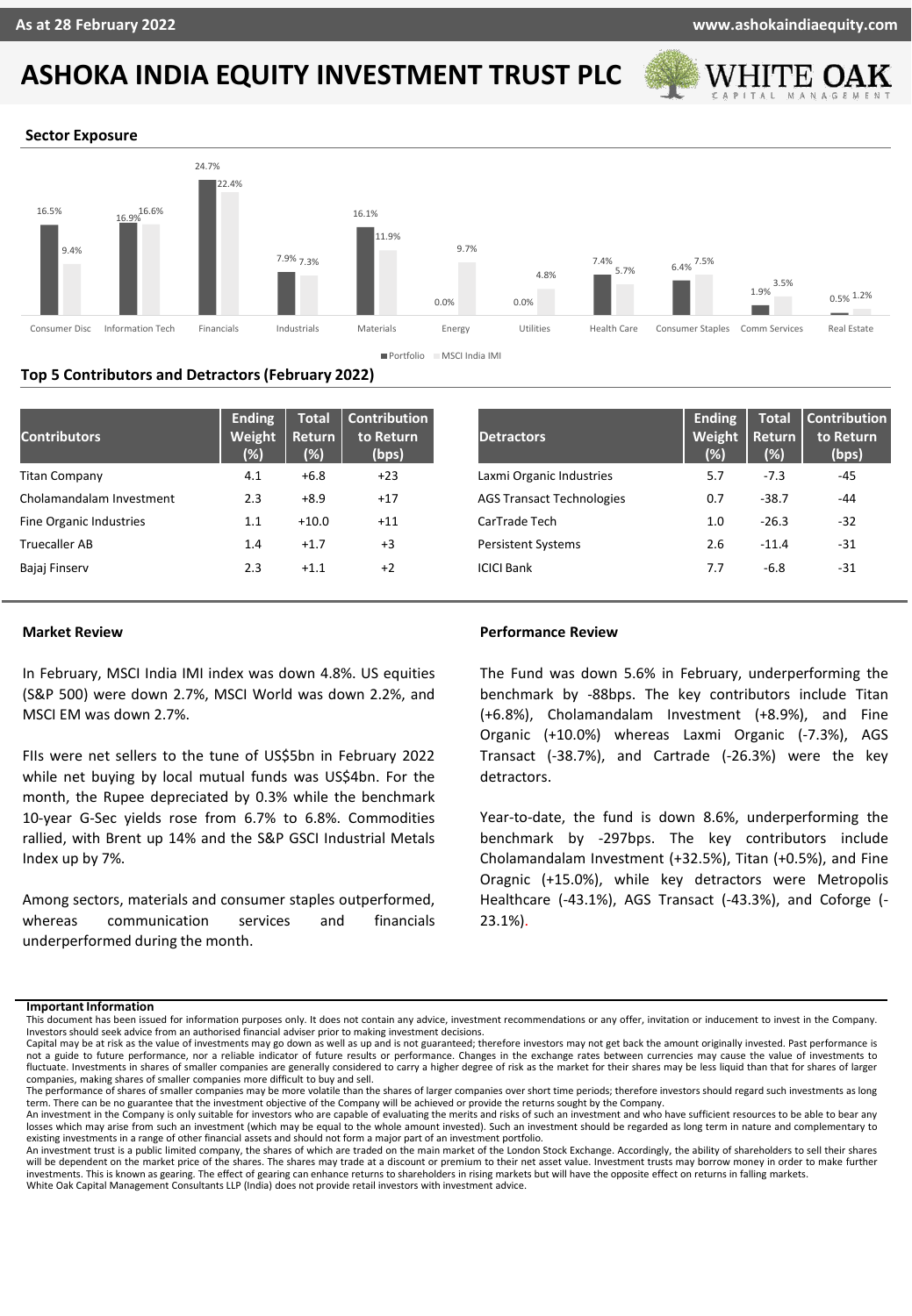# ASHOKA INDIA EQUITY INVESTMENT TRUST PLC

As at 28 February 2022

www.ashokaindiaequity.com

## Sector Exposure

Consumer Disc 16.5% 9.4%
Information Tech 16.9% 16.6%
Financials 24.7% 22.4%
Industrials 7.9% 7.3%
Materials 16.1% 11.9%
Energy 0.0% 9.7%
Utilities 0.0% 4.8%
Health Care 7.4% 5.7%
Consumer Staples 6.4% 7.5%
Comm Services 1.9% 3.5%
Real Estate 0.5% 1.2%

Portfolio MSCI India IMI

## Top 5 Contributors and Detractors (February 2022)

| Contributors | Ending Weight (%) | Total Return (%) | Contribution to Return (bps) |
|---|---|---|---|
| Titan Company | 4.1 | +6.8 | +23 |
| Cholamandalam Investment | 2.3 | +8.9 | +17 |
| Fine Organic Industries | 1.1 | +10.0 | +11 |
| Truecaller AB | 1.4 | +1.7 | +3 |
| Bajaj Finserv | 2.3 | +1.1 | +2 |

| Detractors | Ending Weight (%) | Total Return (%) | Contribution to Return (bps) |
|---|---|---|---|
| Laxmi Organic Industries | 5.7 | -7.3 | -45 |
| AGS Transact Technologies | 0.7 | -38.7 | -44 |
| CarTrade Tech | 1.0 | -26.3 | -32 |
| Persistent Systems | 2.6 | -11.4 | -31 |
| ICICI Bank | 7.7 | -6.8 | -31 |

## Market Review

In February, MSCI India IMI index was down 4.8%. US equities (S&P 500) were down 2.7%, MSCI World was down 2.2%, and MSCI EM was down 2.7%.

FIIs were net sellers to the tune of US$5bn in February 2022 while net buying by local mutual funds was US$4bn. For the month, the Rupee depreciated by 0.3% while the benchmark 10-year G-Sec yields rose from 6.7% to 6.8%. Commodities rallied, with Brent up 14% and the S&P GSCI Industrial Metals Index up by 7%.

Among sectors, materials and consumer staples outperformed, whereas communication services and financials underperformed during the month.

## Performance Review

The Fund was down 5.6% in February, underperforming the benchmark by -88bps. The key contributors include Titan (+6.8%), Cholamandalam Investment (+8.9%), and Fine Organic (+10.0%) whereas Laxmi Organic (-7.3%), AGS Transact (-38.7%), and Cartrade (-26.3%) were the key detractors.

Year-to-date, the fund is down 8.6%, underperforming the benchmark by -297bps. The key contributors include Cholamandalam Investment (+32.5%), Titan (+0.5%), and Fine Oragnic (+15.0%), while key detractors were Metropolis Healthcare (-43.1%), AGS Transact (-43.3%), and Coforge (-23.1%).

**Important Information**

This document has been issued for information purposes only. It does not contain any advice, investment recommendations or any offer, invitation or inducement to invest in the Company. Investors should seek advice from an authorised financial adviser prior to making investment decisions.
Capital may be at risk as the value of investments may go down as well as up and is not guaranteed; therefore investors may not get back the amount originally invested. Past performance is not a guide to future performance, nor a reliable indicator of future results or performance. Changes in the exchange rates between currencies may cause the value of investments to fluctuate. Investments in shares of smaller companies are generally considered to carry a higher degree of risk as the market for their shares may be less liquid than that for shares of larger companies, making shares of smaller companies more difficult to buy and sell.
The performance of shares of smaller companies may be more volatile than the shares of larger companies over short time periods; therefore investors should regard such investments as long term. There can be no guarantee that the investment objective of the Company will be achieved or provide the returns sought by the Company.
An investment in the Company is only suitable for investors who are capable of evaluating the merits and risks of such an investment and who have sufficient resources to be able to bear any losses which may arise from such an investment (which may be equal to the whole amount invested). Such an investment should be regarded as long term in nature and complementary to existing investments in a range of other financial assets and should not form a major part of an investment portfolio.
An investment trust is a public limited company, the shares of which are traded on the main market of the London Stock Exchange. Accordingly, the ability of shareholders to sell their shares will be dependent on the market price of the shares. The shares may trade at a discount or premium to their net asset value. Investment trusts may borrow money in order to make further investments. This is known as gearing. The effect of gearing can enhance returns to shareholders in rising markets but will have the opposite effect on returns in falling markets.
White Oak Capital Management Consultants LLP (India) does not provide retail investors with investment advice.